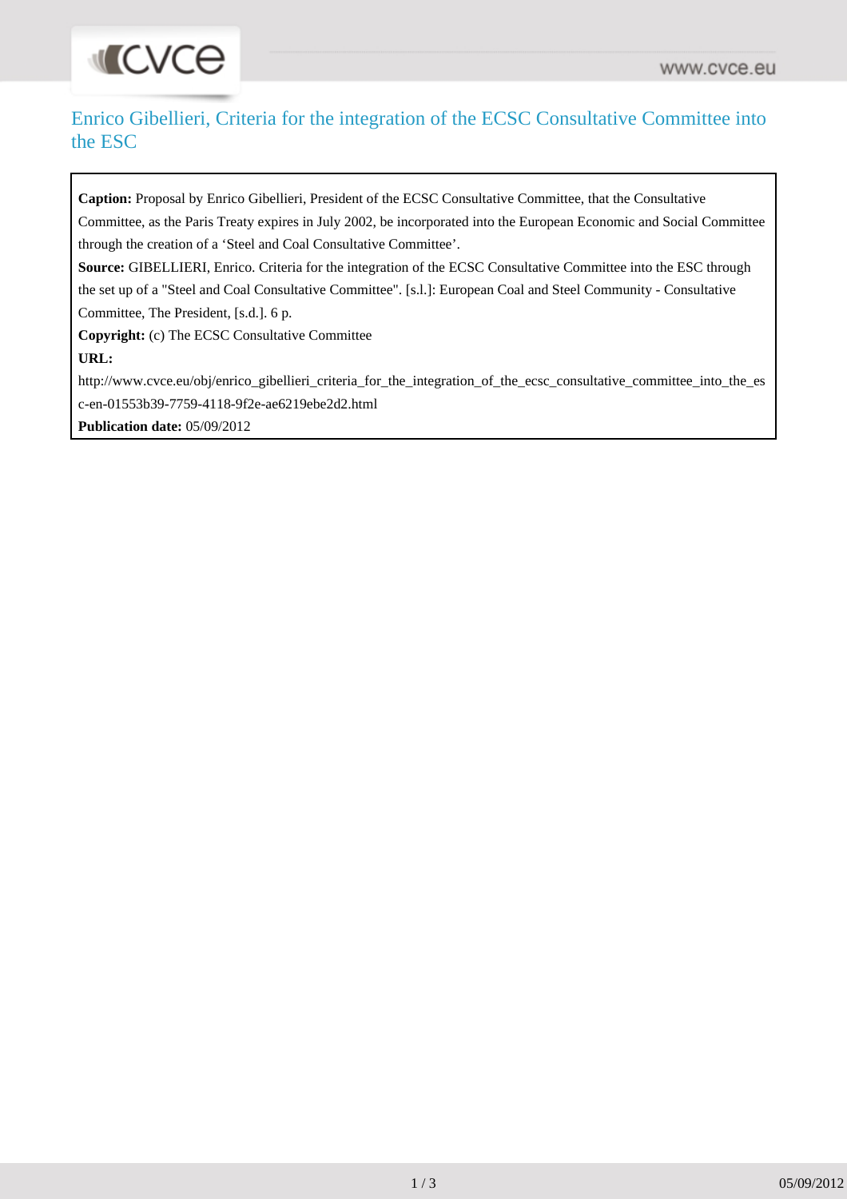# Enrico Gibellieri, Criteria for the integration of the ECSC Consultative Committee into the ESC

**Caption:** Proposal by Enrico Gibellieri, President of the ECSC Consultative Committee, that the Consultative Committee, as the Paris Treaty expires in July 2002, be incorporated into the European Economic and Social Committee through the creation of a 'Steel and Coal Consultative Committee'.

**Source:** GIBELLIERI, Enrico. Criteria for the integration of the ECSC Consultative Committee into the ESC through the set up of a "Steel and Coal Consultative Committee". [s.l.]: European Coal and Steel Community - Consultative Committee, The President, [s.d.]. 6 p.

**Copyright:** (c) The ECSC Consultative Committee

**URL:**

http://www.cvce.eu/obj/enrico_gibellieri_criteria_for_the_integration_of_the_ecsc_consultative_committee_into_the_esc-en-01553b39-7759-4118-9f2e-ae6219ebe2d2.html

**Publication date:** 05/09/2012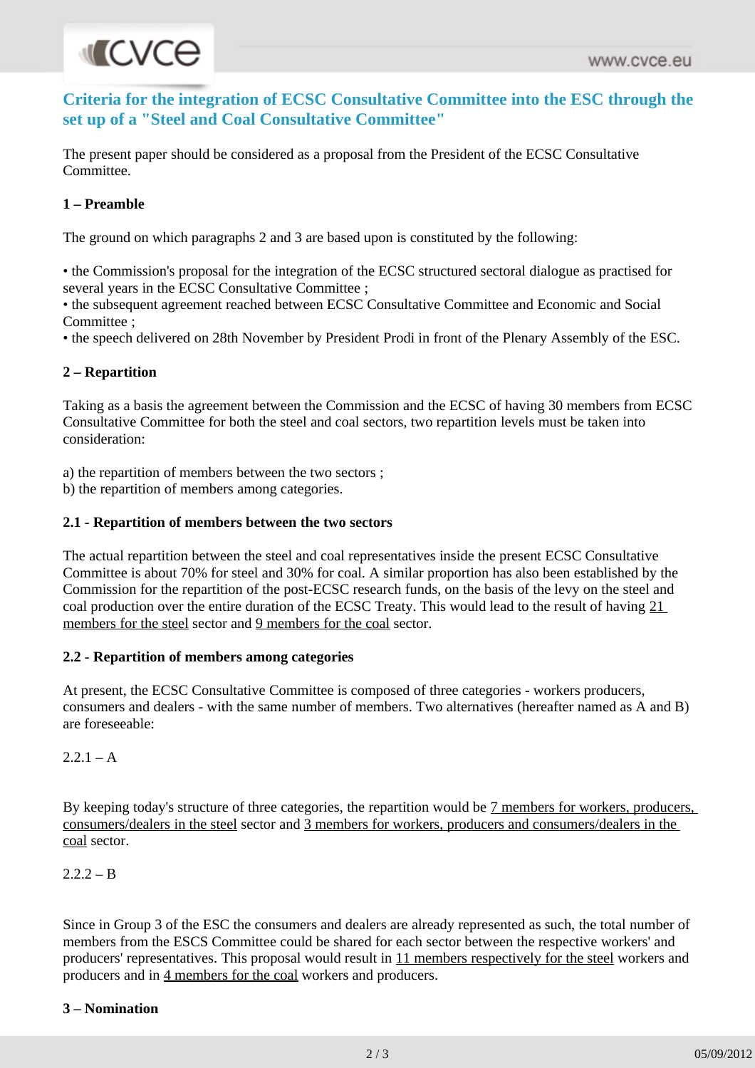## Criteria for the integration of ECSC Consultative Committee into the ESC through the set up of a "Steel and Coal Consultative Committee"

The present paper should be considered as a proposal from the President of the ECSC Consultative Committee.

### 1 – Preamble

The ground on which paragraphs 2 and 3 are based upon is constituted by the following:

• the Commission's proposal for the integration of the ECSC structured sectoral dialogue as practised for several years in the ECSC Consultative Committee ;
• the subsequent agreement reached between ECSC Consultative Committee and Economic and Social Committee ;
• the speech delivered on 28th November by President Prodi in front of the Plenary Assembly of the ESC.

### 2 – Repartition

Taking as a basis the agreement between the Commission and the ECSC of having 30 members from ECSC Consultative Committee for both the steel and coal sectors, two repartition levels must be taken into consideration:

a) the repartition of members between the two sectors ;
b) the repartition of members among categories.

#### 2.1 - Repartition of members between the two sectors

The actual repartition between the steel and coal representatives inside the present ECSC Consultative Committee is about 70% for steel and 30% for coal. A similar proportion has also been established by the Commission for the repartition of the post-ECSC research funds, on the basis of the levy on the steel and coal production over the entire duration of the ECSC Treaty. This would lead to the result of having 21 members for the steel sector and 9 members for the coal sector.

#### 2.2 - Repartition of members among categories

At present, the ECSC Consultative Committee is composed of three categories - workers producers, consumers and dealers - with the same number of members. Two alternatives (hereafter named as A and B) are foreseeable:

2.2.1 – A

By keeping today's structure of three categories, the repartition would be 7 members for workers, producers, consumers/dealers in the steel sector and 3 members for workers, producers and consumers/dealers in the coal sector.

2.2.2 – B

Since in Group 3 of the ESC the consumers and dealers are already represented as such, the total number of members from the ESCS Committee could be shared for each sector between the respective workers' and producers' representatives. This proposal would result in 11 members respectively for the steel workers and producers and in 4 members for the coal workers and producers.

### 3 – Nomination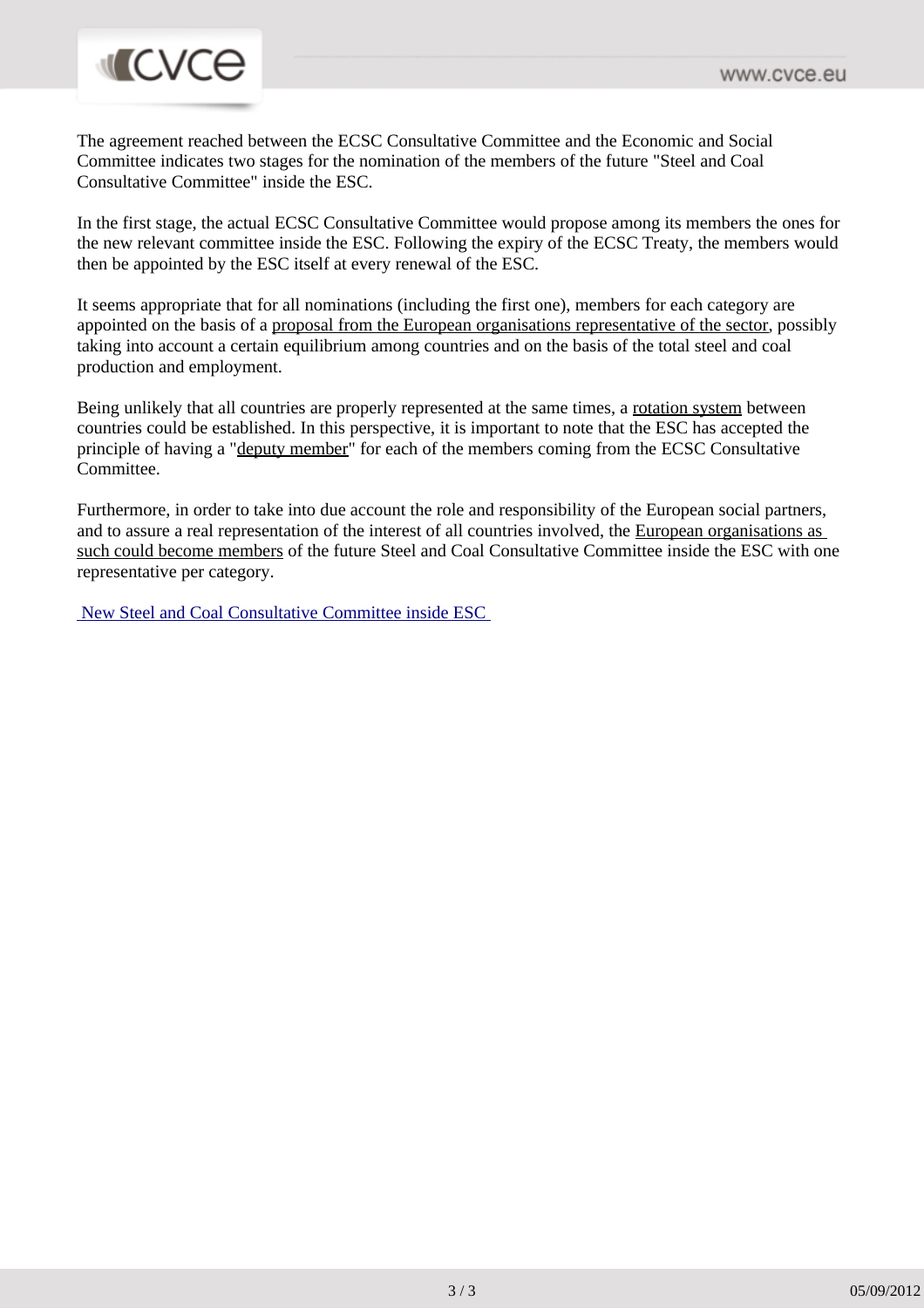The agreement reached between the ECSC Consultative Committee and the Economic and Social Committee indicates two stages for the nomination of the members of the future "Steel and Coal Consultative Committee" inside the ESC.

In the first stage, the actual ECSC Consultative Committee would propose among its members the ones for the new relevant committee inside the ESC. Following the expiry of the ECSC Treaty, the members would then be appointed by the ESC itself at every renewal of the ESC.

It seems appropriate that for all nominations (including the first one), members for each category are appointed on the basis of a proposal from the European organisations representative of the sector, possibly taking into account a certain equilibrium among countries and on the basis of the total steel and coal production and employment.

Being unlikely that all countries are properly represented at the same times, a rotation system between countries could be established. In this perspective, it is important to note that the ESC has accepted the principle of having a "deputy member" for each of the members coming from the ECSC Consultative Committee.

Furthermore, in order to take into due account the role and responsibility of the European social partners, and to assure a real representation of the interest of all countries involved, the European organisations as such could become members of the future Steel and Coal Consultative Committee inside the ESC with one representative per category.

New Steel and Coal Consultative Committee inside ESC